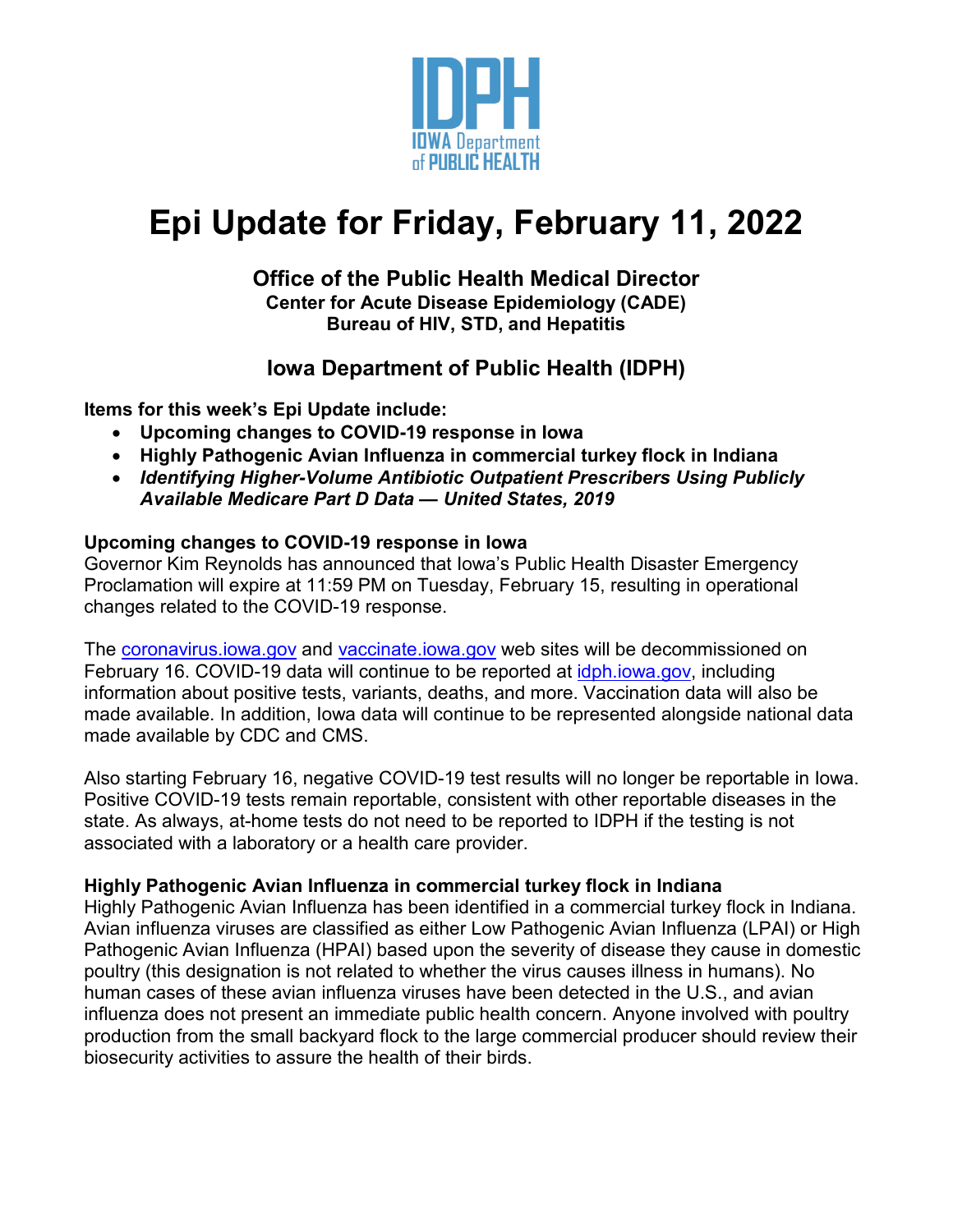# Epi Update for Friday, February 11, 2022

**Office of the Public Health Medical Director**
**Center for Acute Disease Epidemiology (CADE)**
**Bureau of HIV, STD, and Hepatitis**

**Iowa Department of Public Health (IDPH)**

**Items for this week's Epi Update include:**

- **Upcoming changes to COVID-19 response in Iowa**
- **Highly Pathogenic Avian Influenza in commercial turkey flock in Indiana**
- ***Identifying Higher-Volume Antibiotic Outpatient Prescribers Using Publicly Available Medicare Part D Data — United States, 2019***

## Upcoming changes to COVID-19 response in Iowa

Governor Kim Reynolds has announced that Iowa's Public Health Disaster Emergency Proclamation will expire at 11:59 PM on Tuesday, February 15, resulting in operational changes related to the COVID-19 response.

The [coronavirus.iowa.gov](coronavirus.iowa.gov) and [vaccinate.iowa.gov](vaccinate.iowa.gov) web sites will be decommissioned on February 16. COVID-19 data will continue to be reported at [idph.iowa.gov](idph.iowa.gov), including information about positive tests, variants, deaths, and more. Vaccination data will also be made available. In addition, Iowa data will continue to be represented alongside national data made available by CDC and CMS.

Also starting February 16, negative COVID-19 test results will no longer be reportable in Iowa. Positive COVID-19 tests remain reportable, consistent with other reportable diseases in the state. As always, at-home tests do not need to be reported to IDPH if the testing is not associated with a laboratory or a health care provider.

## Highly Pathogenic Avian Influenza in commercial turkey flock in Indiana

Highly Pathogenic Avian Influenza has been identified in a commercial turkey flock in Indiana. Avian influenza viruses are classified as either Low Pathogenic Avian Influenza (LPAI) or High Pathogenic Avian Influenza (HPAI) based upon the severity of disease they cause in domestic poultry (this designation is not related to whether the virus causes illness in humans). No human cases of these avian influenza viruses have been detected in the U.S., and avian influenza does not present an immediate public health concern. Anyone involved with poultry production from the small backyard flock to the large commercial producer should review their biosecurity activities to assure the health of their birds.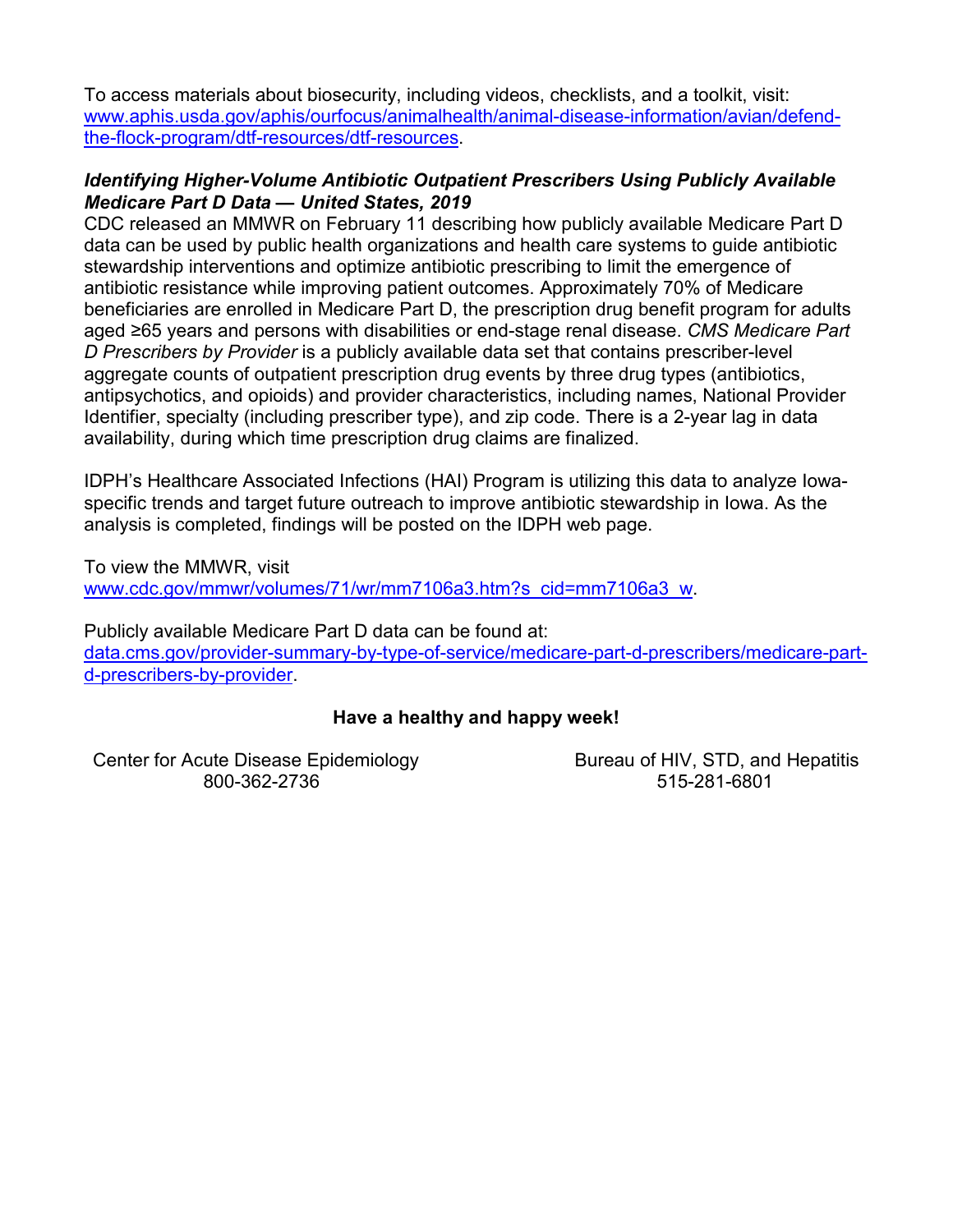To access materials about biosecurity, including videos, checklists, and a toolkit, visit: [www.aphis.usda.gov/aphis/ourfocus/animalhealth/animal-disease-information/avian/defend-the-flock-program/dtf-resources/dtf-resources](www.aphis.usda.gov/aphis/ourfocus/animalhealth/animal-disease-information/avian/defend-the-flock-program/dtf-resources/dtf-resources).

### *Identifying Higher-Volume Antibiotic Outpatient Prescribers Using Publicly Available Medicare Part D Data — United States, 2019*

CDC released an MMWR on February 11 describing how publicly available Medicare Part D data can be used by public health organizations and health care systems to guide antibiotic stewardship interventions and optimize antibiotic prescribing to limit the emergence of antibiotic resistance while improving patient outcomes. Approximately 70% of Medicare beneficiaries are enrolled in Medicare Part D, the prescription drug benefit program for adults aged ≥65 years and persons with disabilities or end-stage renal disease. *CMS Medicare Part D Prescribers by Provider* is a publicly available data set that contains prescriber-level aggregate counts of outpatient prescription drug events by three drug types (antibiotics, antipsychotics, and opioids) and provider characteristics, including names, National Provider Identifier, specialty (including prescriber type), and zip code. There is a 2-year lag in data availability, during which time prescription drug claims are finalized.

IDPH's Healthcare Associated Infections (HAI) Program is utilizing this data to analyze Iowa-specific trends and target future outreach to improve antibiotic stewardship in Iowa. As the analysis is completed, findings will be posted on the IDPH web page.

To view the MMWR, visit [www.cdc.gov/mmwr/volumes/71/wr/mm7106a3.htm?s_cid=mm7106a3_w](www.cdc.gov/mmwr/volumes/71/wr/mm7106a3.htm?s_cid=mm7106a3_w).

Publicly available Medicare Part D data can be found at: [data.cms.gov/provider-summary-by-type-of-service/medicare-part-d-prescribers/medicare-part-d-prescribers-by-provider](data.cms.gov/provider-summary-by-type-of-service/medicare-part-d-prescribers/medicare-part-d-prescribers-by-provider).

**Have a healthy and happy week!**

Center for Acute Disease Epidemiology
800-362-2736

Bureau of HIV, STD, and Hepatitis
515-281-6801